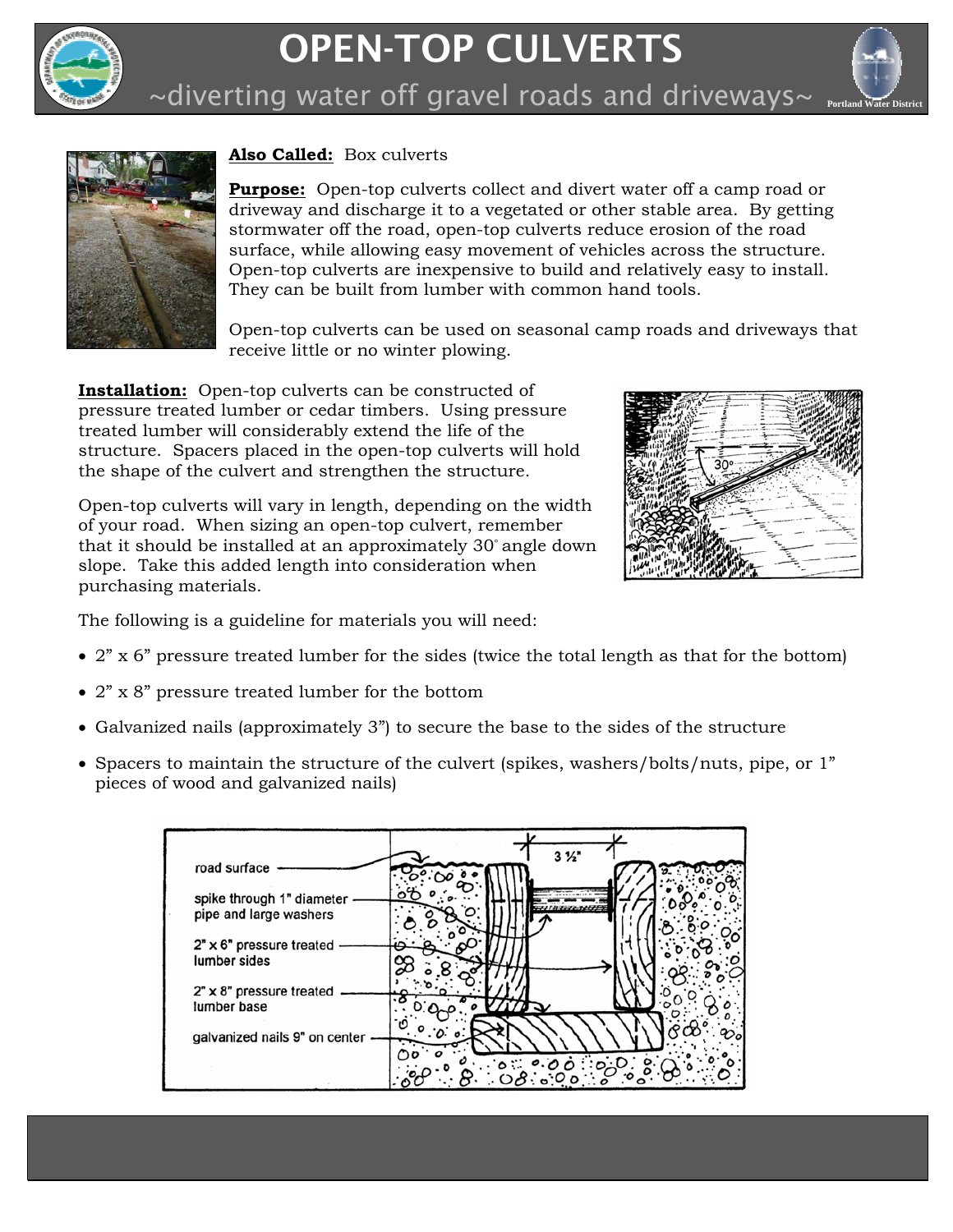# OPEN-TOP CULVERTS

## ~diverting water off gravel roads and driveways~

Portland Water District

**Also Called:** Box culverts

**Purpose:** Open-top culverts collect and divert water off a camp road or driveway and discharge it to a vegetated or other stable area. By getting stormwater off the road, open-top culverts reduce erosion of the road surface, while allowing easy movement of vehicles across the structure. Open-top culverts are inexpensive to build and relatively easy to install. They can be built from lumber with common hand tools.

Open-top culverts can be used on seasonal camp roads and driveways that receive little or no winter plowing.

**Installation:** Open-top culverts can be constructed of pressure treated lumber or cedar timbers. Using pressure treated lumber will considerably extend the life of the structure. Spacers placed in the open-top culverts will hold the shape of the culvert and strengthen the structure.

Open-top culverts will vary in length, depending on the width of your road. When sizing an open-top culvert, remember that it should be installed at an approximately 30° angle down slope. Take this added length into consideration when purchasing materials.

The following is a guideline for materials you will need:

- 2" x 6" pressure treated lumber for the sides (twice the total length as that for the bottom)
- 2" x 8" pressure treated lumber for the bottom
- Galvanized nails (approximately 3") to secure the base to the sides of the structure
- Spacers to maintain the structure of the culvert (spikes, washers/bolts/nuts, pipe, or 1" pieces of wood and galvanized nails)

road surface

spike through 1" diameter pipe and large washers

2" x 6" pressure treated lumber sides

2" x 8" pressure treated lumber base

galvanized nails 9" on center

3 ½"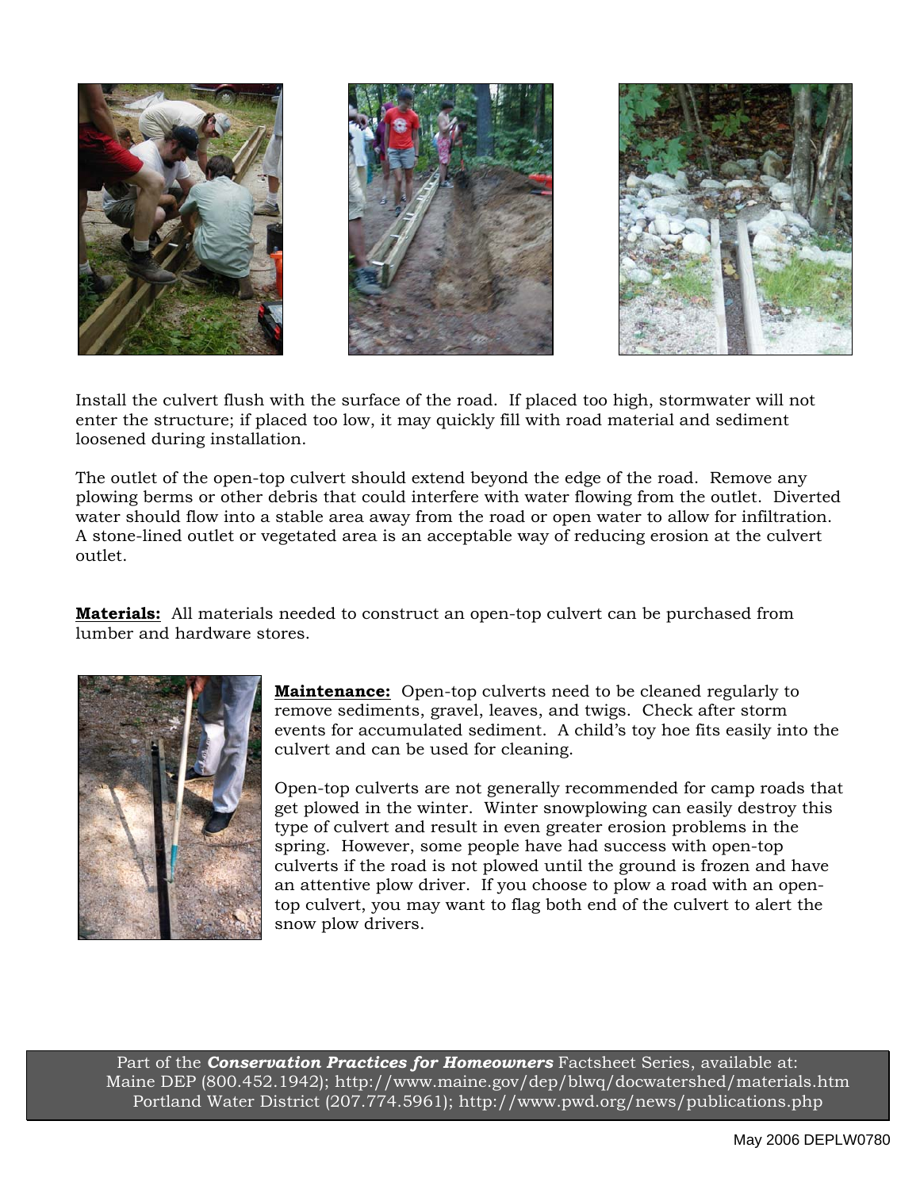Install the culvert flush with the surface of the road. If placed too high, stormwater will not enter the structure; if placed too low, it may quickly fill with road material and sediment loosened during installation.

The outlet of the open-top culvert should extend beyond the edge of the road. Remove any plowing berms or other debris that could interfere with water flowing from the outlet. Diverted water should flow into a stable area away from the road or open water to allow for infiltration. A stone-lined outlet or vegetated area is an acceptable way of reducing erosion at the culvert outlet.

**Materials:** All materials needed to construct an open-top culvert can be purchased from lumber and hardware stores.

**Maintenance:** Open-top culverts need to be cleaned regularly to remove sediments, gravel, leaves, and twigs. Check after storm events for accumulated sediment. A child's toy hoe fits easily into the culvert and can be used for cleaning.

Open-top culverts are not generally recommended for camp roads that get plowed in the winter. Winter snowplowing can easily destroy this type of culvert and result in even greater erosion problems in the spring. However, some people have had success with open-top culverts if the road is not plowed until the ground is frozen and have an attentive plow driver. If you choose to plow a road with an open-top culvert, you may want to flag both end of the culvert to alert the snow plow drivers.

Part of the ***Conservation Practices for Homeowners*** Factsheet Series, available at:
Maine DEP (800.452.1942); http://www.maine.gov/dep/blwq/docwatershed/materials.htm
Portland Water District (207.774.5961); http://www.pwd.org/news/publications.php

May 2006 DEPLW0780